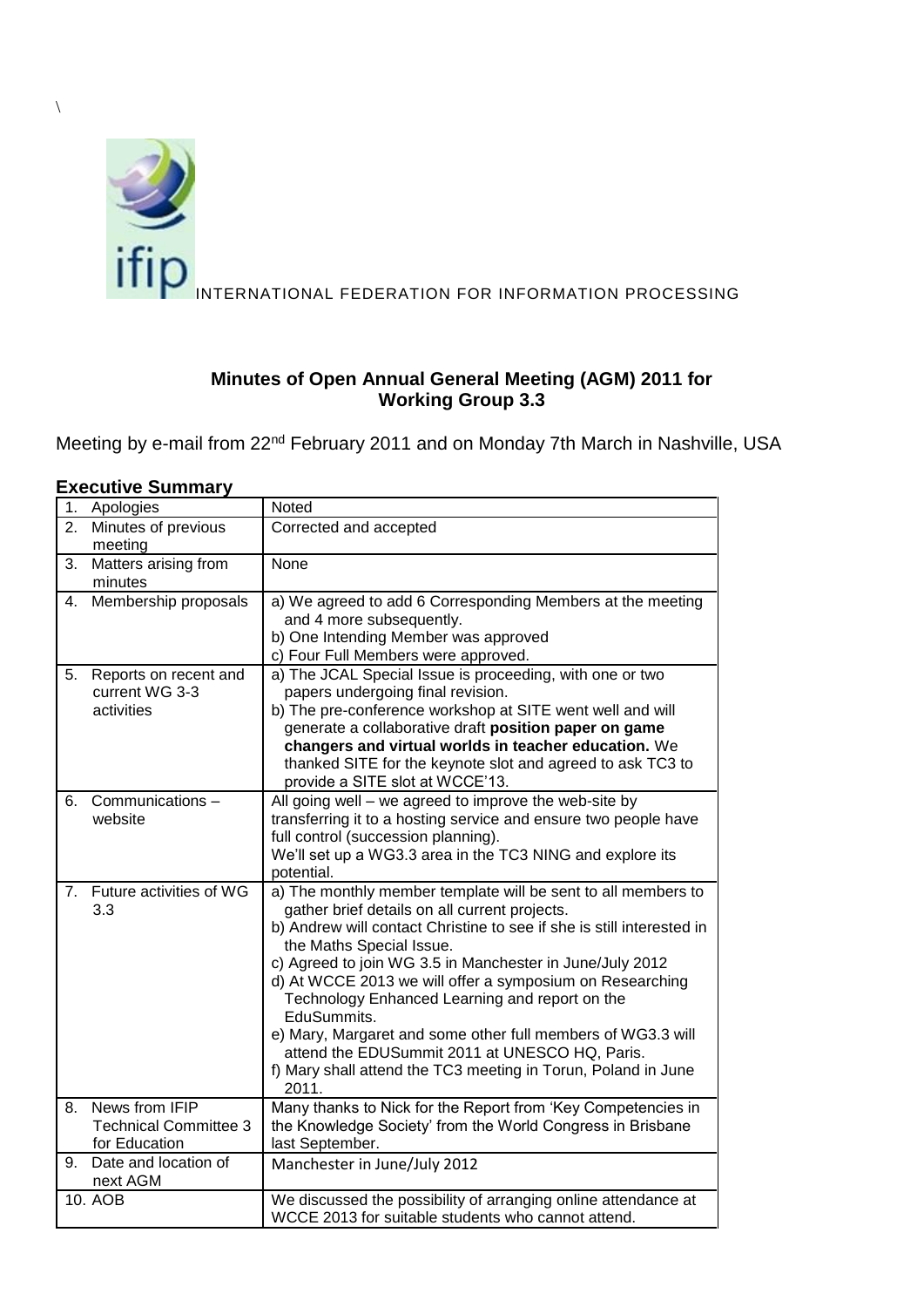\

ifip INTERNATIONAL FEDERATION FOR INFORMATION PROCESSING

## Minutes of Open Annual General Meeting (AGM) 2011 for Working Group 3.3

Meeting by e-mail from 22[nd] February 2011 and on Monday 7th March in Nashville, USA

### Executive Summary

| | |
|---|---|
| 1. Apologies | Noted |
| 2. Minutes of previous meeting | Corrected and accepted |
| 3. Matters arising from minutes | None |
| 4. Membership proposals | a) We agreed to add 6 Corresponding Members at the meeting and 4 more subsequently.<br>b) One Intending Member was approved<br>c) Four Full Members were approved. |
| 5. Reports on recent and current WG 3-3 activities | a) The JCAL Special Issue is proceeding, with one or two papers undergoing final revision.<br>b) The pre-conference workshop at SITE went well and will generate a collaborative draft **position paper on game changers and virtual worlds in teacher education.** We thanked SITE for the keynote slot and agreed to ask TC3 to provide a SITE slot at WCCE'13. |
| 6. Communications – website | All going well – we agreed to improve the web-site by transferring it to a hosting service and ensure two people have full control (succession planning).<br>We'll set up a WG3.3 area in the TC3 NING and explore its potential. |
| 7. Future activities of WG 3.3 | a) The monthly member template will be sent to all members to gather brief details on all current projects.<br>b) Andrew will contact Christine to see if she is still interested in the Maths Special Issue.<br>c) Agreed to join WG 3.5 in Manchester in June/July 2012<br>d) At WCCE 2013 we will offer a symposium on Researching Technology Enhanced Learning and report on the EduSummits.<br>e) Mary, Margaret and some other full members of WG3.3 will attend the EDUSummit 2011 at UNESCO HQ, Paris.<br>f) Mary shall attend the TC3 meeting in Torun, Poland in June 2011. |
| 8. News from IFIP Technical Committee 3 for Education | Many thanks to Nick for the Report from 'Key Competencies in the Knowledge Society' from the World Congress in Brisbane last September. |
| 9. Date and location of next AGM | Manchester in June/July 2012 |
| 10. AOB | We discussed the possibility of arranging online attendance at WCCE 2013 for suitable students who cannot attend. |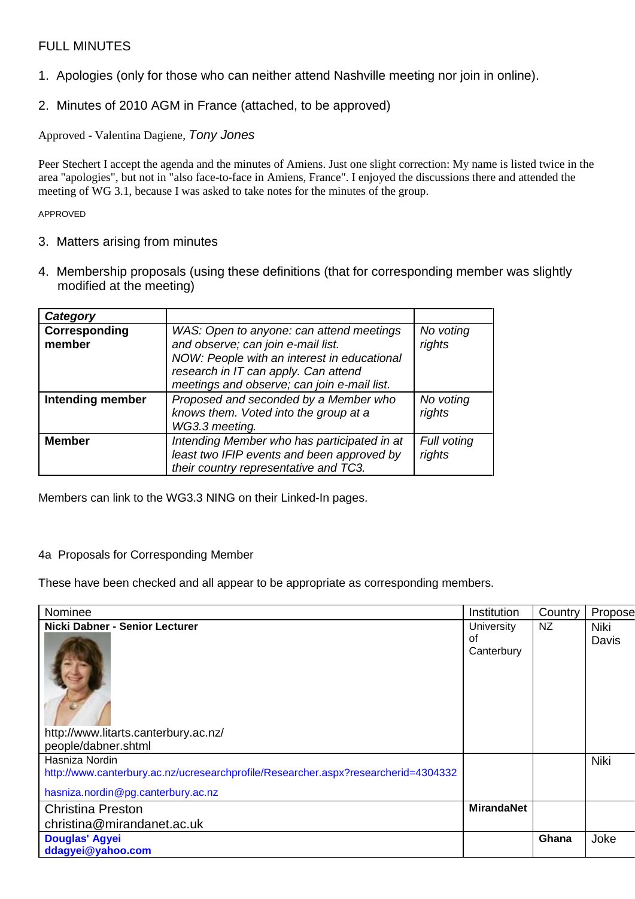FULL MINUTES

1. Apologies (only for those who can neither attend Nashville meeting nor join in online).

2. Minutes of 2010 AGM in France (attached, to be approved)

Approved - Valentina Dagiene, *Tony Jones*

Peer Stechert I accept the agenda and the minutes of Amiens. Just one slight correction: My name is listed twice in the area "apologies", but not in "also face-to-face in Amiens, France". I enjoyed the discussions there and attended the meeting of WG 3.1, because I was asked to take notes for the minutes of the group.

APPROVED

3. Matters arising from minutes

4. Membership proposals (using these definitions (that for corresponding member was slightly modified at the meeting)

| ***Category*** | | |
|---|---|---|
| **Corresponding member** | *WAS: Open to anyone: can attend meetings and observe; can join e-mail list. NOW: People with an interest in educational research in IT can apply. Can attend meetings and observe; can join e-mail list.* | *No voting rights* |
| **Intending member** | *Proposed and seconded by a Member who knows them. Voted into the group at a WG3.3 meeting.* | *No voting rights* |
| **Member** | *Intending Member who has participated in at least two IFIP events and been approved by their country representative and TC3.* | *Full voting rights* |

Members can link to the WG3.3 NING on their Linked-In pages.

4a Proposals for Corresponding Member

These have been checked and all appear to be appropriate as corresponding members.

| Nominee | Institution | Country | Propose |
|---|---|---|---|
| **Nicki Dabner - Senior Lecturer** http://www.litarts.canterbury.ac.nz/people/dabner.shtml | University of Canterbury | NZ | Niki Davis |
| Hasniza Nordin http://www.canterbury.ac.nz/ucresearchprofile/Researcher.aspx?researcherid=4304332 hasniza.nordin@pg.canterbury.ac.nz | | | Niki |
| Christina Preston christina@mirandanet.ac.uk | **MirandaNet** | | |
| **Douglas' Agyei ddagyei@yahoo.com** | | **Ghana** | Joke |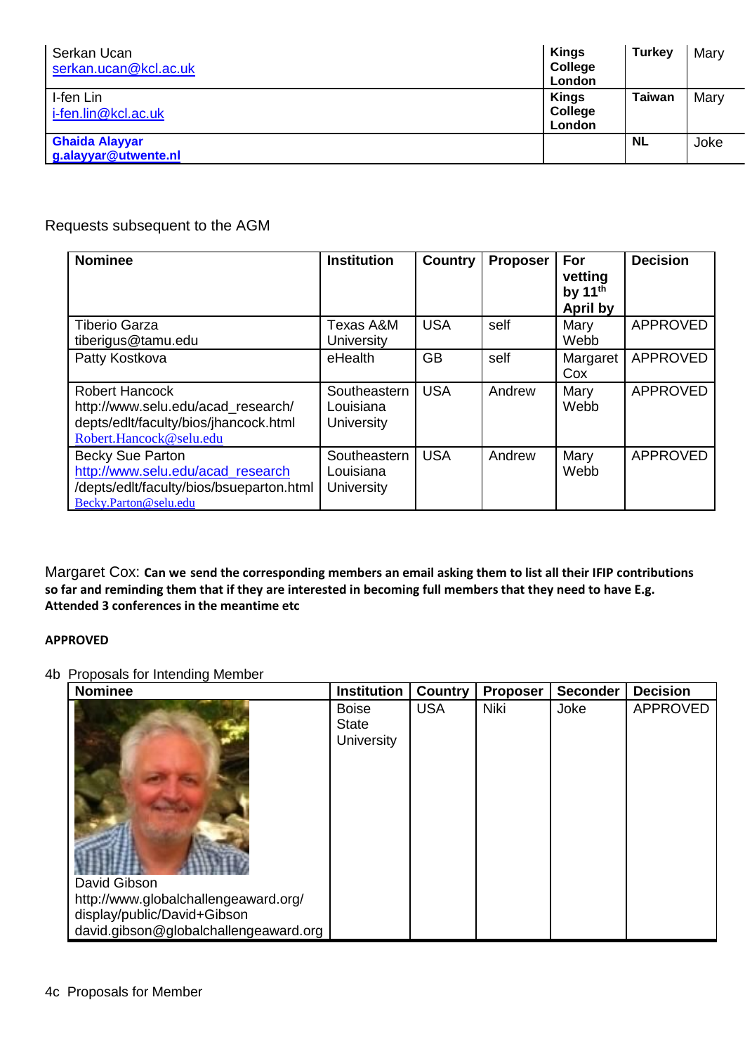| | | | |
|---|---|---|---|
| Serkan Ucan<br>serkan.ucan@kcl.ac.uk | **Kings College London** | **Turkey** | Mary |
| I-fen Lin<br>i-fen.lin@kcl.ac.uk | **Kings College London** | **Taiwan** | Mary |
| **Ghaida Alayyar**<br>**g.alayyar@utwente.nl** | | **NL** | Joke |

Requests subsequent to the AGM

| Nominee | Institution | Country | Proposer | For vetting by 11th April by | Decision |
|---|---|---|---|---|---|
| Tiberio Garza<br>tiberigus@tamu.edu | Texas A&M University | USA | self | Mary Webb | APPROVED |
| Patty Kostkova | eHealth | GB | self | Margaret Cox | APPROVED |
| Robert Hancock<br>http://www.selu.edu/acad_research/depts/edlt/faculty/bios/jhancock.html<br>Robert.Hancock@selu.edu | Southeastern Louisiana University | USA | Andrew | Mary Webb | APPROVED |
| Becky Sue Parton<br>http://www.selu.edu/acad_research/depts/edlt/faculty/bios/bsueparton.html<br>Becky.Parton@selu.edu | Southeastern Louisiana University | USA | Andrew | Mary Webb | APPROVED |

Margaret Cox: **Can we send the corresponding members an email asking them to list all their IFIP contributions so far and reminding them that if they are interested in becoming full members that they need to have E.g. Attended 3 conferences in the meantime etc**

**APPROVED**

4b Proposals for Intending Member

| Nominee | Institution | Country | Proposer | Seconder | Decision |
|---|---|---|---|---|---|
| David Gibson<br>http://www.globalchallengeaward.org/display/public/David+Gibson<br>david.gibson@globalchallengeaward.org | Boise State University | USA | Niki | Joke | APPROVED |

4c Proposals for Member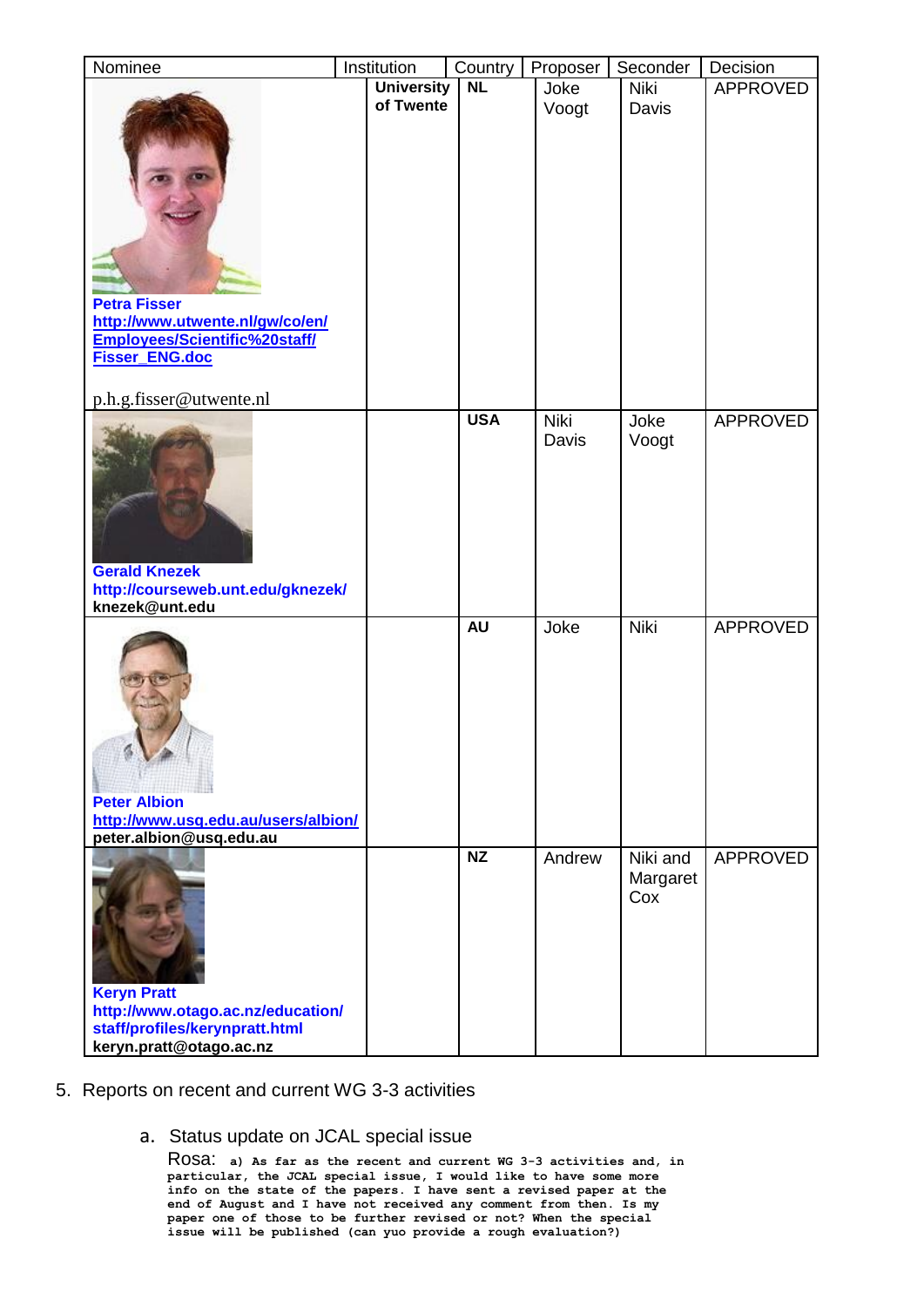| Nominee | Institution | Country | Proposer | Seconder | Decision |
|---|---|---|---|---|---|
| **Petra Fisser** **http://www.utwente.nl/gw/co/en/Employees/Scientific%20staff/Fisser_ENG.doc** p.h.g.fisser@utwente.nl | **University of Twente** | **NL** | Joke Voogt | Niki Davis | APPROVED |
| **Gerald Knezek** **http://courseweb.unt.edu/gknezek/** **knezek@unt.edu** | | **USA** | Niki Davis | Joke Voogt | APPROVED |
| **Peter Albion** **http://www.usq.edu.au/users/albion/** **peter.albion@usq.edu.au** | | **AU** | Joke | Niki | APPROVED |
| **Keryn Pratt** **http://www.otago.ac.nz/education/staff/profiles/kerynpratt.html** **keryn.pratt@otago.ac.nz** | | **NZ** | Andrew | Niki and Margaret Cox | APPROVED |

5. Reports on recent and current WG 3-3 activities

   a. Status update on JCAL special issue

      Rosa: **a) As far as the recent and current WG 3-3 activities and, in particular, the JCAL special issue, I would like to have some more info on the state of the papers. I have sent a revised paper at the end of August and I have not received any comment from then. Is my paper one of those to be further revised or not? When the special issue will be published (can yuo provide a rough evaluation?)**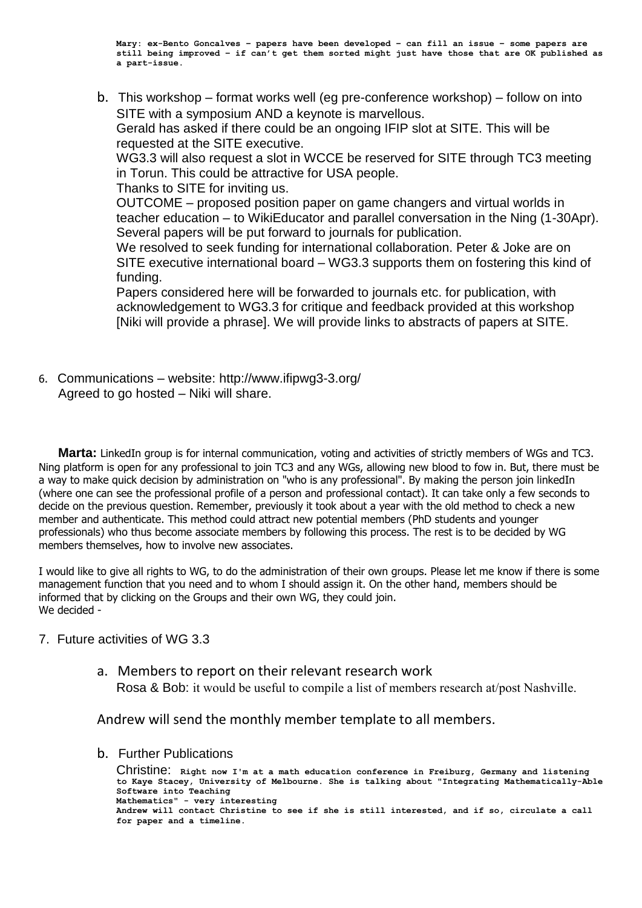Mary: ex-Bento Goncalves – papers have been developed – can fill an issue – some papers are still being improved – if can't get them sorted might just have those that are OK published as a part-issue.

b. This workshop – format works well (eg pre-conference workshop) – follow on into SITE with a symposium AND a keynote is marvellous.
   Gerald has asked if there could be an ongoing IFIP slot at SITE. This will be requested at the SITE executive.
   WG3.3 will also request a slot in WCCE be reserved for SITE through TC3 meeting in Torun. This could be attractive for USA people.
   Thanks to SITE for inviting us.
   OUTCOME – proposed position paper on game changers and virtual worlds in teacher education – to WikiEducator and parallel conversation in the Ning (1-30Apr). Several papers will be put forward to journals for publication.
   We resolved to seek funding for international collaboration. Peter & Joke are on SITE executive international board – WG3.3 supports them on fostering this kind of funding.
   Papers considered here will be forwarded to journals etc. for publication, with acknowledgement to WG3.3 for critique and feedback provided at this workshop [Niki will provide a phrase]. We will provide links to abstracts of papers at SITE.

6. Communications – website: http://www.ifipwg3-3.org/
   Agreed to go hosted – Niki will share.

**Marta:** LinkedIn group is for internal communication, voting and activities of strictly members of WGs and TC3. Ning platform is open for any professional to join TC3 and any WGs, allowing new blood to fow in. But, there must be a way to make quick decision by administration on "who is any professional". By making the person join linkedIn (where one can see the professional profile of a person and professional contact). It can take only a few seconds to decide on the previous question. Remember, previously it took about a year with the old method to check a new member and authenticate. This method could attract new potential members (PhD students and younger professionals) who thus become associate members by following this process. The rest is to be decided by WG members themselves, how to involve new associates.

I would like to give all rights to WG, to do the administration of their own groups. Please let me know if there is some management function that you need and to whom I should assign it. On the other hand, members should be informed that by clicking on the Groups and their own WG, they could join.
We decided -

7. Future activities of WG 3.3

a. Members to report on their relevant research work
   Rosa & Bob: it would be useful to compile a list of members research at/post Nashville.

Andrew will send the monthly member template to all members.

b. Further Publications
   Christine: Right now I'm at a math education conference in Freiburg, Germany and listening to Kaye Stacey, University of Melbourne. She is talking about "Integrating Mathematically-Able Software into Teaching Mathematics" - very interesting
   Andrew will contact Christine to see if she is still interested, and if so, circulate a call for paper and a timeline.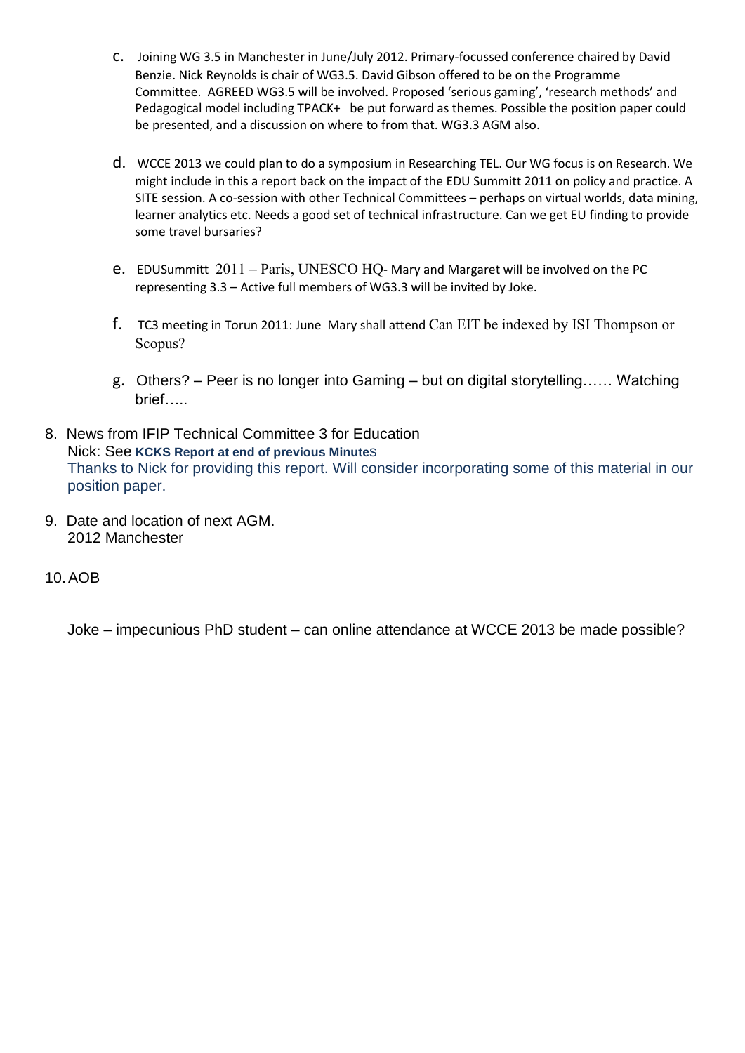c. Joining WG 3.5 in Manchester in June/July 2012. Primary-focussed conference chaired by David Benzie. Nick Reynolds is chair of WG3.5. David Gibson offered to be on the Programme Committee. AGREED WG3.5 will be involved. Proposed 'serious gaming', 'research methods' and Pedagogical model including TPACK+ be put forward as themes. Possible the position paper could be presented, and a discussion on where to from that. WG3.3 AGM also.

d. WCCE 2013 we could plan to do a symposium in Researching TEL. Our WG focus is on Research. We might include in this a report back on the impact of the EDU Summitt 2011 on policy and practice. A SITE session. A co-session with other Technical Committees – perhaps on virtual worlds, data mining, learner analytics etc. Needs a good set of technical infrastructure. Can we get EU finding to provide some travel bursaries?

e. EDUSummitt 2011 – Paris, UNESCO HQ- Mary and Margaret will be involved on the PC representing 3.3 – Active full members of WG3.3 will be invited by Joke.

f. TC3 meeting in Torun 2011: June Mary shall attend Can EIT be indexed by ISI Thompson or Scopus?

g. Others? – Peer is no longer into Gaming – but on digital storytelling…… Watching brief…..

8. News from IFIP Technical Committee 3 for Education
   Nick: See **KCKS Report at end of previous Minute**S
   Thanks to Nick for providing this report. Will consider incorporating some of this material in our position paper.

9. Date and location of next AGM.
   2012 Manchester

10. AOB

   Joke – impecunious PhD student – can online attendance at WCCE 2013 be made possible?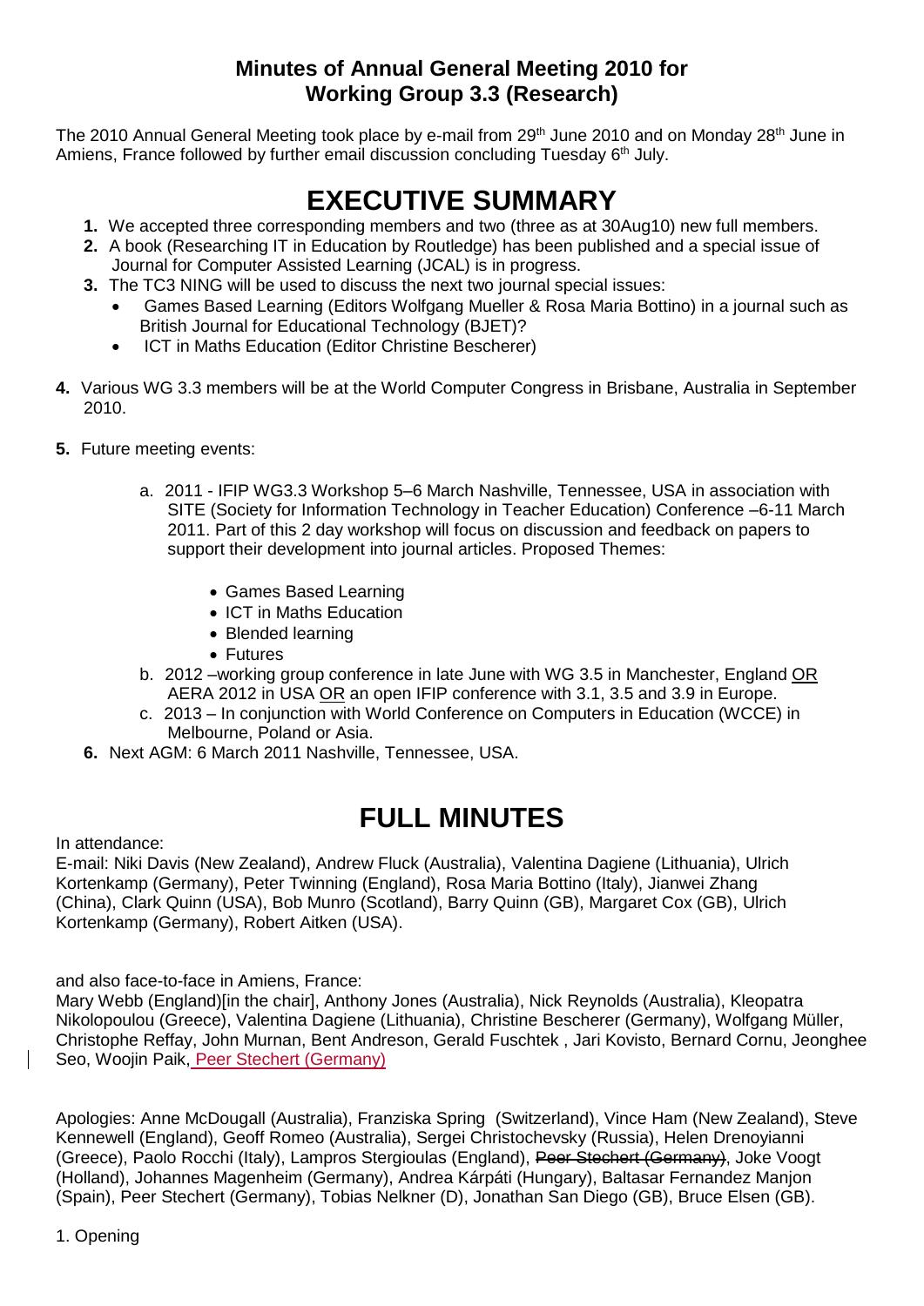## Minutes of Annual General Meeting 2010 for Working Group 3.3 (Research)

The 2010 Annual General Meeting took place by e-mail from 29th June 2010 and on Monday 28th June in Amiens, France followed by further email discussion concluding Tuesday 6th July.

# EXECUTIVE SUMMARY

1. We accepted three corresponding members and two (three as at 30Aug10) new full members.
2. A book (Researching IT in Education by Routledge) has been published and a special issue of Journal for Computer Assisted Learning (JCAL) is in progress.
3. The TC3 NING will be used to discuss the next two journal special issues:
   - Games Based Learning (Editors Wolfgang Mueller & Rosa Maria Bottino) in a journal such as British Journal for Educational Technology (BJET)?
   - ICT in Maths Education (Editor Christine Bescherer)
4. Various WG 3.3 members will be at the World Computer Congress in Brisbane, Australia in September 2010.
5. Future meeting events:
   a. 2011 - IFIP WG3.3 Workshop 5–6 March Nashville, Tennessee, USA in association with SITE (Society for Information Technology in Teacher Education) Conference –6-11 March 2011. Part of this 2 day workshop will focus on discussion and feedback on papers to support their development into journal articles. Proposed Themes:
      - Games Based Learning
      - ICT in Maths Education
      - Blended learning
      - Futures
   b. 2012 –working group conference in late June with WG 3.5 in Manchester, England OR AERA 2012 in USA OR an open IFIP conference with 3.1, 3.5 and 3.9 in Europe.
   c. 2013 – In conjunction with World Conference on Computers in Education (WCCE) in Melbourne, Poland or Asia.
6. Next AGM: 6 March 2011 Nashville, Tennessee, USA.

# FULL MINUTES

In attendance:

E-mail: Niki Davis (New Zealand), Andrew Fluck (Australia), Valentina Dagiene (Lithuania), Ulrich Kortenkamp (Germany), Peter Twinning (England), Rosa Maria Bottino (Italy), Jianwei Zhang (China), Clark Quinn (USA), Bob Munro (Scotland), Barry Quinn (GB), Margaret Cox (GB), Ulrich Kortenkamp (Germany), Robert Aitken (USA).

and also face-to-face in Amiens, France:

Mary Webb (England)[in the chair], Anthony Jones (Australia), Nick Reynolds (Australia), Kleopatra Nikolopoulou (Greece), Valentina Dagiene (Lithuania), Christine Bescherer (Germany), Wolfgang Müller, Christophe Reffay, John Murnan, Bent Andreson, Gerald Fuschtek , Jari Kovisto, Bernard Cornu, Jeonghee Seo, Woojin Paik, Peer Stechert (Germany)

Apologies: Anne McDougall (Australia), Franziska Spring (Switzerland), Vince Ham (New Zealand), Steve Kennewell (England), Geoff Romeo (Australia), Sergei Christochevsky (Russia), Helen Drenoyianni (Greece), Paolo Rocchi (Italy), Lampros Stergioulas (England), ~~Peer Stechert (Germany)~~, Joke Voogt (Holland), Johannes Magenheim (Germany), Andrea Kárpáti (Hungary), Baltasar Fernandez Manjon (Spain), Peer Stechert (Germany), Tobias Nelkner (D), Jonathan San Diego (GB), Bruce Elsen (GB).

1. Opening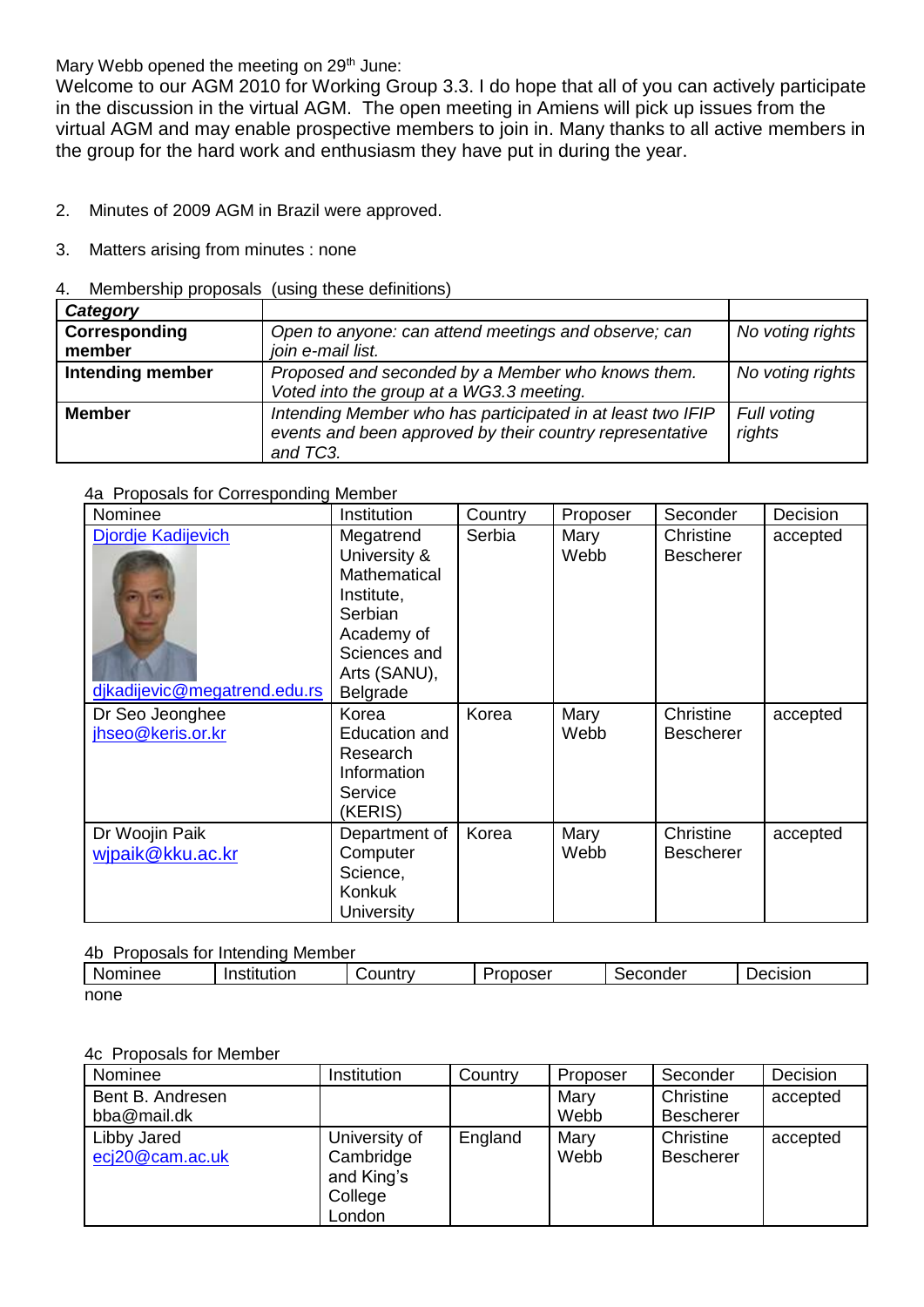Mary Webb opened the meeting on 29th June:

Welcome to our AGM 2010 for Working Group 3.3. I do hope that all of you can actively participate in the discussion in the virtual AGM. The open meeting in Amiens will pick up issues from the virtual AGM and may enable prospective members to join in. Many thanks to all active members in the group for the hard work and enthusiasm they have put in during the year.

2. Minutes of 2009 AGM in Brazil were approved.

3. Matters arising from minutes : none

4. Membership proposals (using these definitions)

| ***Category*** | | |
|---|---|---|
| **Corresponding member** | *Open to anyone: can attend meetings and observe; can join e-mail list.* | *No voting rights* |
| **Intending member** | *Proposed and seconded by a Member who knows them. Voted into the group at a WG3.3 meeting.* | *No voting rights* |
| **Member** | *Intending Member who has participated in at least two IFIP events and been approved by their country representative and TC3.* | *Full voting rights* |

4a Proposals for Corresponding Member

| Nominee | Institution | Country | Proposer | Seconder | Decision |
|---|---|---|---|---|---|
| Djordje Kadijevich djkadijevic@megatrend.edu.rs | Megatrend University & Mathematical Institute, Serbian Academy of Sciences and Arts (SANU), Belgrade | Serbia | Mary Webb | Christine Bescherer | accepted |
| Dr Seo Jeonghee jhseo@keris.or.kr | Korea Education and Research Information Service (KERIS) | Korea | Mary Webb | Christine Bescherer | accepted |
| Dr Woojin Paik wjpaik@kku.ac.kr | Department of Computer Science, Konkuk University | Korea | Mary Webb | Christine Bescherer | accepted |

4b Proposals for Intending Member

| Nominee | Institution | Country | Proposer | Seconder | Decision |
|---|---|---|---|---|---|

none

4c Proposals for Member

| Nominee | Institution | Country | Proposer | Seconder | Decision |
|---|---|---|---|---|---|
| Bent B. Andresen bba@mail.dk | | | Mary Webb | Christine Bescherer | accepted |
| Libby Jared ecj20@cam.ac.uk | University of Cambridge and King's College London | England | Mary Webb | Christine Bescherer | accepted |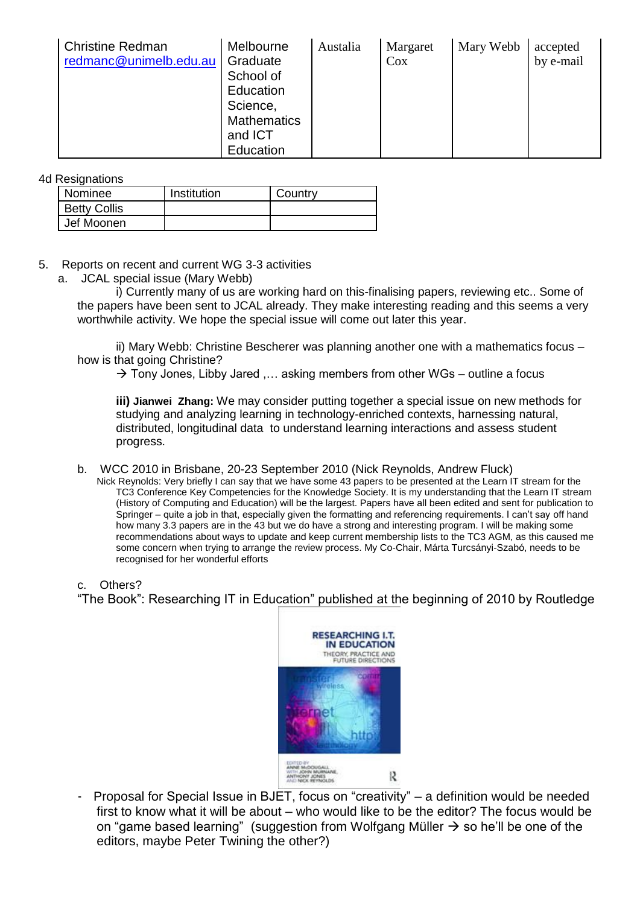| Christine Redman redmanc@unimelb.edu.au | Melbourne Graduate School of Education Science, Mathematics and ICT Education | Austalia | Margaret Cox | Mary Webb | accepted by e-mail |
|---|---|---|---|---|---|

4d Resignations

| Nominee | Institution | Country |
|---|---|---|
| Betty Collis | | |
| Jef Moonen | | |

5. Reports on recent and current WG 3-3 activities

   a. JCAL special issue (Mary Webb)

      i) Currently many of us are working hard on this-finalising papers, reviewing etc.. Some of the papers have been sent to JCAL already. They make interesting reading and this seems a very worthwhile activity. We hope the special issue will come out later this year.

      ii) Mary Webb: Christine Bescherer was planning another one with a mathematics focus – how is that going Christine?

      → Tony Jones, Libby Jared ,… asking members from other WGs – outline a focus

      **iii) Jianwei Zhang:** We may consider putting together a special issue on new methods for studying and analyzing learning in technology-enriched contexts, harnessing natural, distributed, longitudinal data to understand learning interactions and assess student progress.

   b. WCC 2010 in Brisbane, 20-23 September 2010 (Nick Reynolds, Andrew Fluck)

      Nick Reynolds: Very briefly I can say that we have some 43 papers to be presented at the Learn IT stream for the TC3 Conference Key Competencies for the Knowledge Society. It is my understanding that the Learn IT stream (History of Computing and Education) will be the largest. Papers have all been edited and sent for publication to Springer – quite a job in that, especially given the formatting and referencing requirements. I can't say off hand how many 3.3 papers are in the 43 but we do have a strong and interesting program. I will be making some recommendations about ways to update and keep current membership lists to the TC3 AGM, as this caused me some concern when trying to arrange the review process. My Co-Chair, Márta Turcsányi-Szabó, needs to be recognised for her wonderful efforts

   c. Others?

      "The Book": Researching IT in Education" published at the beginning of 2010 by Routledge

- Proposal for Special Issue in BJET, focus on "creativity" – a definition would be needed first to know what it will be about – who would like to be the editor? The focus would be on "game based learning" (suggestion from Wolfgang Müller → so he'll be one of the editors, maybe Peter Twining the other?)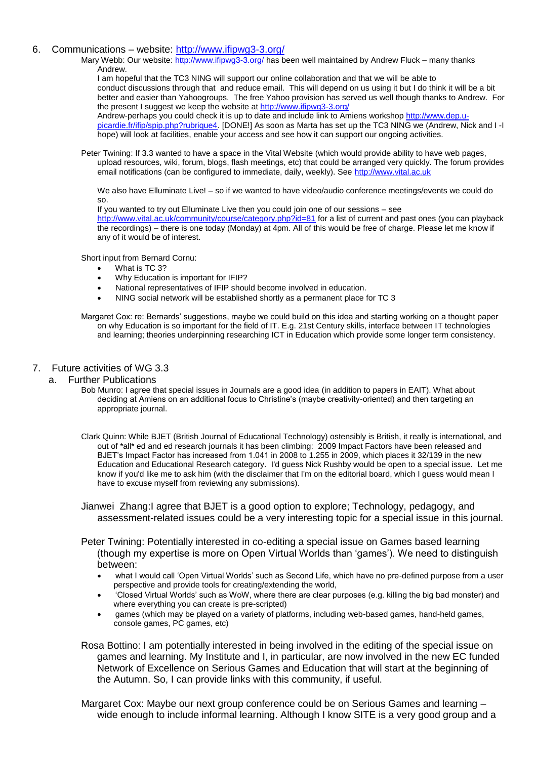6. Communications – website: http://www.ifipwg3-3.org/

Mary Webb: Our website: http://www.ifipwg3-3.org/ has been well maintained by Andrew Fluck – many thanks Andrew.

I am hopeful that the TC3 NING will support our online collaboration and that we will be able to conduct discussions through that and reduce email. This will depend on us using it but I do think it will be a bit better and easier than Yahoogroups. The free Yahoo provision has served us well though thanks to Andrew. For the present I suggest we keep the website at http://www.ifipwg3-3.org/

Andrew-perhaps you could check it is up to date and include link to Amiens workshop http://www.dep.u-picardie.fr/ifip/spip.php?rubrique4. [DONE!] As soon as Marta has set up the TC3 NING we (Andrew, Nick and I -I hope) will look at facilities, enable your access and see how it can support our ongoing activities.

Peter Twining: If 3.3 wanted to have a space in the Vital Website (which would provide ability to have web pages, upload resources, wiki, forum, blogs, flash meetings, etc) that could be arranged very quickly. The forum provides email notifications (can be configured to immediate, daily, weekly). See http://www.vital.ac.uk

We also have Elluminate Live! – so if we wanted to have video/audio conference meetings/events we could do so.

If you wanted to try out Elluminate Live then you could join one of our sessions – see http://www.vital.ac.uk/community/course/category.php?id=81 for a list of current and past ones (you can playback the recordings) – there is one today (Monday) at 4pm. All of this would be free of charge. Please let me know if any of it would be of interest.

Short input from Bernard Cornu:

- What is TC 3?
- Why Education is important for IFIP?
- National representatives of IFIP should become involved in education.
- NING social network will be established shortly as a permanent place for TC 3

Margaret Cox: re: Bernards' suggestions, maybe we could build on this idea and starting working on a thought paper on why Education is so important for the field of IT. E.g. 21st Century skills, interface between IT technologies and learning; theories underpinning researching ICT in Education which provide some longer term consistency.

7. Future activities of WG 3.3

a. Further Publications

Bob Munro: I agree that special issues in Journals are a good idea (in addition to papers in EAIT). What about deciding at Amiens on an additional focus to Christine's (maybe creativity-oriented) and then targeting an appropriate journal.

Clark Quinn: While BJET (British Journal of Educational Technology) ostensibly is British, it really is international, and out of *all* ed and ed research journals it has been climbing: 2009 Impact Factors have been released and BJET's Impact Factor has increased from 1.041 in 2008 to 1.255 in 2009, which places it 32/139 in the new Education and Educational Research category. I'd guess Nick Rushby would be open to a special issue. Let me know if you'd like me to ask him (with the disclaimer that I'm on the editorial board, which I guess would mean I have to excuse myself from reviewing any submissions).

Jianwei Zhang:I agree that BJET is a good option to explore; Technology, pedagogy, and assessment-related issues could be a very interesting topic for a special issue in this journal.

Peter Twining: Potentially interested in co-editing a special issue on Games based learning (though my expertise is more on Open Virtual Worlds than 'games'). We need to distinguish between:

- what I would call 'Open Virtual Worlds' such as Second Life, which have no pre-defined purpose from a user perspective and provide tools for creating/extending the world,
- 'Closed Virtual Worlds' such as WoW, where there are clear purposes (e.g. killing the big bad monster) and where everything you can create is pre-scripted)
- games (which may be played on a variety of platforms, including web-based games, hand-held games, console games, PC games, etc)

Rosa Bottino: I am potentially interested in being involved in the editing of the special issue on games and learning. My Institute and I, in particular, are now involved in the new EC funded Network of Excellence on Serious Games and Education that will start at the beginning of the Autumn. So, I can provide links with this community, if useful.

Margaret Cox: Maybe our next group conference could be on Serious Games and learning – wide enough to include informal learning. Although I know SITE is a very good group and a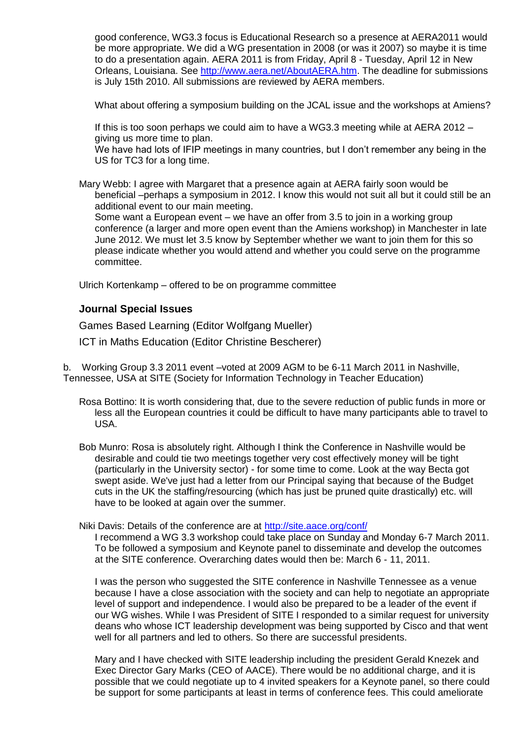good conference, WG3.3 focus is Educational Research so a presence at AERA2011 would be more appropriate. We did a WG presentation in 2008 (or was it 2007) so maybe it is time to do a presentation again. AERA 2011 is from Friday, April 8 - Tuesday, April 12 in New Orleans, Louisiana. See http://www.aera.net/AboutAERA.htm. The deadline for submissions is July 15th 2010. All submissions are reviewed by AERA members.

What about offering a symposium building on the JCAL issue and the workshops at Amiens?

If this is too soon perhaps we could aim to have a WG3.3 meeting while at AERA 2012 – giving us more time to plan.
We have had lots of IFIP meetings in many countries, but I don't remember any being in the US for TC3 for a long time.

Mary Webb: I agree with Margaret that a presence again at AERA fairly soon would be beneficial –perhaps a symposium in 2012. I know this would not suit all but it could still be an additional event to our main meeting.
Some want a European event – we have an offer from 3.5 to join in a working group conference (a larger and more open event than the Amiens workshop) in Manchester in late June 2012. We must let 3.5 know by September whether we want to join them for this so please indicate whether you would attend and whether you could serve on the programme committee.

Ulrich Kortenkamp – offered to be on programme committee

### Journal Special Issues

Games Based Learning (Editor Wolfgang Mueller)

ICT in Maths Education (Editor Christine Bescherer)

b. Working Group 3.3 2011 event –voted at 2009 AGM to be 6-11 March 2011 in Nashville, Tennessee, USA at SITE (Society for Information Technology in Teacher Education)

Rosa Bottino: It is worth considering that, due to the severe reduction of public funds in more or less all the European countries it could be difficult to have many participants able to travel to USA.

Bob Munro: Rosa is absolutely right. Although I think the Conference in Nashville would be desirable and could tie two meetings together very cost effectively money will be tight (particularly in the University sector) - for some time to come. Look at the way Becta got swept aside. We've just had a letter from our Principal saying that because of the Budget cuts in the UK the staffing/resourcing (which has just be pruned quite drastically) etc. will have to be looked at again over the summer.

Niki Davis: Details of the conference are at http://site.aace.org/conf/
I recommend a WG 3.3 workshop could take place on Sunday and Monday 6-7 March 2011. To be followed a symposium and Keynote panel to disseminate and develop the outcomes at the SITE conference. Overarching dates would then be: March 6 - 11, 2011.

I was the person who suggested the SITE conference in Nashville Tennessee as a venue because I have a close association with the society and can help to negotiate an appropriate level of support and independence. I would also be prepared to be a leader of the event if our WG wishes. While I was President of SITE I responded to a similar request for university deans who whose ICT leadership development was being supported by Cisco and that went well for all partners and led to others. So there are successful presidents.

Mary and I have checked with SITE leadership including the president Gerald Knezek and Exec Director Gary Marks (CEO of AACE). There would be no additional charge, and it is possible that we could negotiate up to 4 invited speakers for a Keynote panel, so there could be support for some participants at least in terms of conference fees. This could ameliorate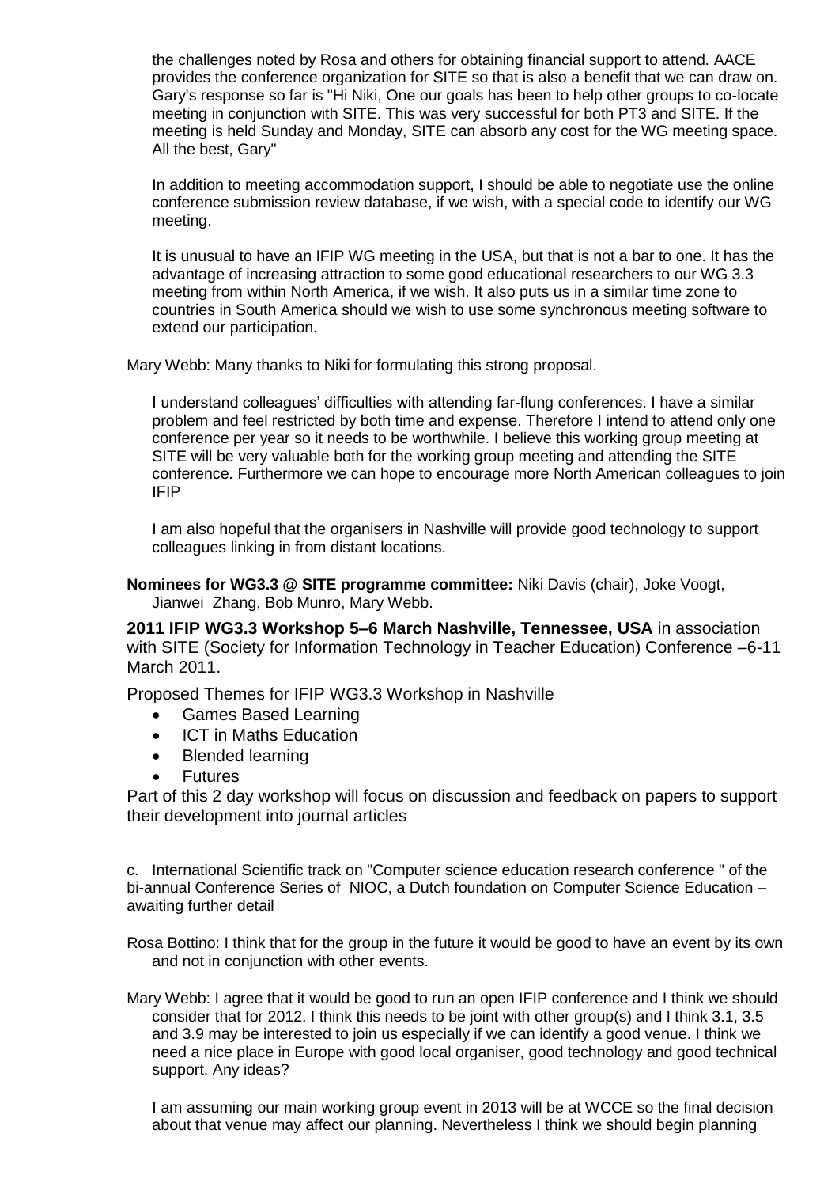the challenges noted by Rosa and others for obtaining financial support to attend. AACE provides the conference organization for SITE so that is also a benefit that we can draw on. Gary's response so far is "Hi Niki, One our goals has been to help other groups to co-locate meeting in conjunction with SITE. This was very successful for both PT3 and SITE. If the meeting is held Sunday and Monday, SITE can absorb any cost for the WG meeting space. All the best, Gary"

In addition to meeting accommodation support, I should be able to negotiate use the online conference submission review database, if we wish, with a special code to identify our WG meeting.

It is unusual to have an IFIP WG meeting in the USA, but that is not a bar to one. It has the advantage of increasing attraction to some good educational researchers to our WG 3.3 meeting from within North America, if we wish. It also puts us in a similar time zone to countries in South America should we wish to use some synchronous meeting software to extend our participation.

Mary Webb: Many thanks to Niki for formulating this strong proposal.

I understand colleagues' difficulties with attending far-flung conferences. I have a similar problem and feel restricted by both time and expense. Therefore I intend to attend only one conference per year so it needs to be worthwhile. I believe this working group meeting at SITE will be very valuable both for the working group meeting and attending the SITE conference. Furthermore we can hope to encourage more North American colleagues to join IFIP

I am also hopeful that the organisers in Nashville will provide good technology to support colleagues linking in from distant locations.

**Nominees for WG3.3 @ SITE programme committee:** Niki Davis (chair), Joke Voogt, Jianwei Zhang, Bob Munro, Mary Webb.

**2011 IFIP WG3.3 Workshop 5–6 March Nashville, Tennessee, USA** in association with SITE (Society for Information Technology in Teacher Education) Conference –6-11 March 2011.

Proposed Themes for IFIP WG3.3 Workshop in Nashville

- Games Based Learning
- ICT in Maths Education
- Blended learning
- Futures

Part of this 2 day workshop will focus on discussion and feedback on papers to support their development into journal articles

c. International Scientific track on "Computer science education research conference " of the bi-annual Conference Series of NIOC, a Dutch foundation on Computer Science Education – awaiting further detail

Rosa Bottino: I think that for the group in the future it would be good to have an event by its own and not in conjunction with other events.

Mary Webb: I agree that it would be good to run an open IFIP conference and I think we should consider that for 2012. I think this needs to be joint with other group(s) and I think 3.1, 3.5 and 3.9 may be interested to join us especially if we can identify a good venue. I think we need a nice place in Europe with good local organiser, good technology and good technical support. Any ideas?

I am assuming our main working group event in 2013 will be at WCCE so the final decision about that venue may affect our planning. Nevertheless I think we should begin planning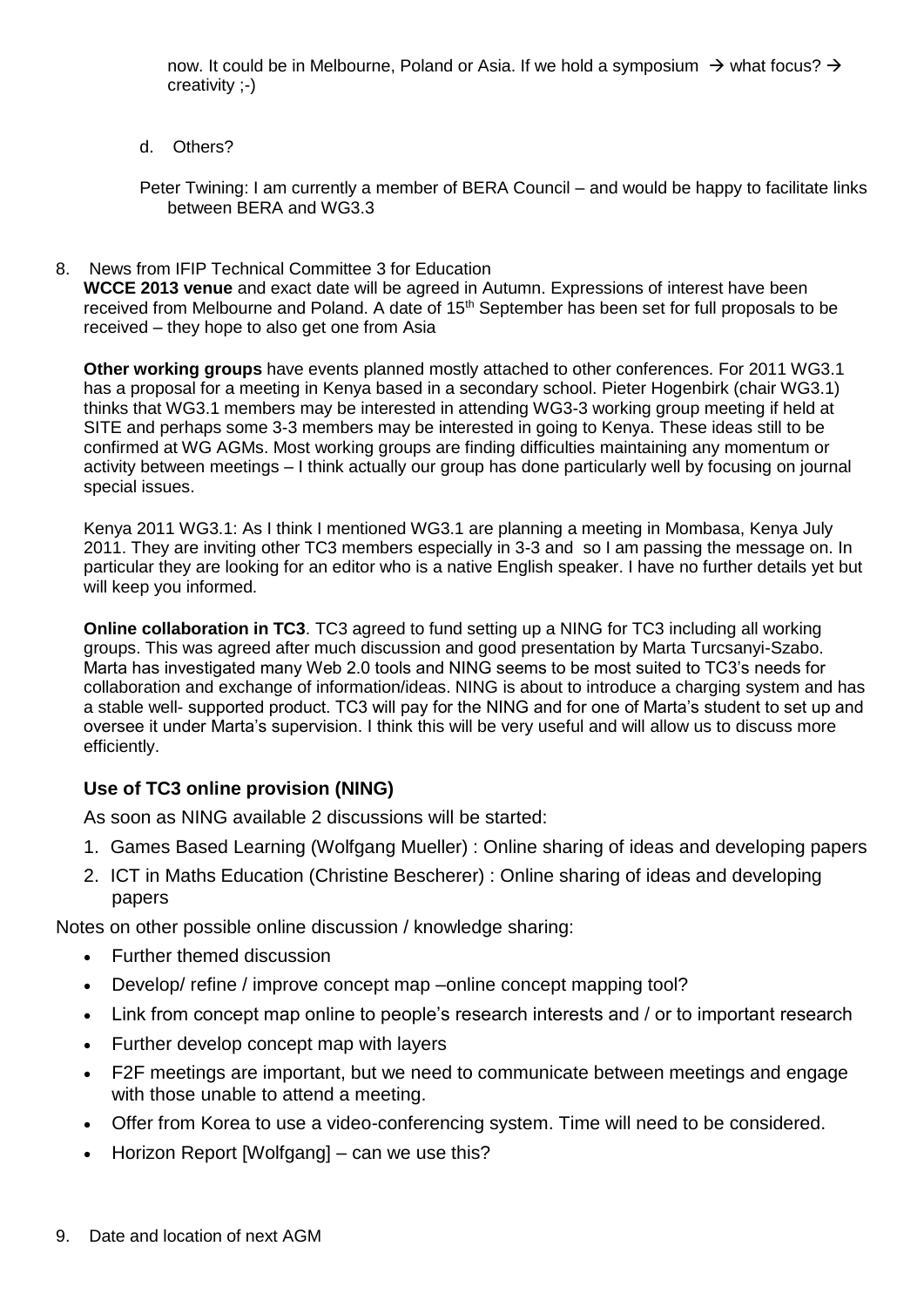now. It could be in Melbourne, Poland or Asia. If we hold a symposium → what focus? → creativity ;-)

d. Others?

Peter Twining: I am currently a member of BERA Council – and would be happy to facilitate links between BERA and WG3.3

8. News from IFIP Technical Committee 3 for Education

**WCCE 2013 venue** and exact date will be agreed in Autumn. Expressions of interest have been received from Melbourne and Poland. A date of 15th September has been set for full proposals to be received – they hope to also get one from Asia

**Other working groups** have events planned mostly attached to other conferences. For 2011 WG3.1 has a proposal for a meeting in Kenya based in a secondary school. Pieter Hogenbirk (chair WG3.1) thinks that WG3.1 members may be interested in attending WG3-3 working group meeting if held at SITE and perhaps some 3-3 members may be interested in going to Kenya. These ideas still to be confirmed at WG AGMs. Most working groups are finding difficulties maintaining any momentum or activity between meetings – I think actually our group has done particularly well by focusing on journal special issues.

Kenya 2011 WG3.1: As I think I mentioned WG3.1 are planning a meeting in Mombasa, Kenya July 2011. They are inviting other TC3 members especially in 3-3 and so I am passing the message on. In particular they are looking for an editor who is a native English speaker. I have no further details yet but will keep you informed.

**Online collaboration in TC3**. TC3 agreed to fund setting up a NING for TC3 including all working groups. This was agreed after much discussion and good presentation by Marta Turcsanyi-Szabo. Marta has investigated many Web 2.0 tools and NING seems to be most suited to TC3's needs for collaboration and exchange of information/ideas. NING is about to introduce a charging system and has a stable well- supported product. TC3 will pay for the NING and for one of Marta's student to set up and oversee it under Marta's supervision. I think this will be very useful and will allow us to discuss more efficiently.

### Use of TC3 online provision (NING)

As soon as NING available 2 discussions will be started:

1. Games Based Learning (Wolfgang Mueller) : Online sharing of ideas and developing papers
2. ICT in Maths Education (Christine Bescherer) : Online sharing of ideas and developing papers

Notes on other possible online discussion / knowledge sharing:

- Further themed discussion
- Develop/ refine / improve concept map –online concept mapping tool?
- Link from concept map online to people's research interests and / or to important research
- Further develop concept map with layers
- F2F meetings are important, but we need to communicate between meetings and engage with those unable to attend a meeting.
- Offer from Korea to use a video-conferencing system. Time will need to be considered.
- Horizon Report [Wolfgang] – can we use this?

9. Date and location of next AGM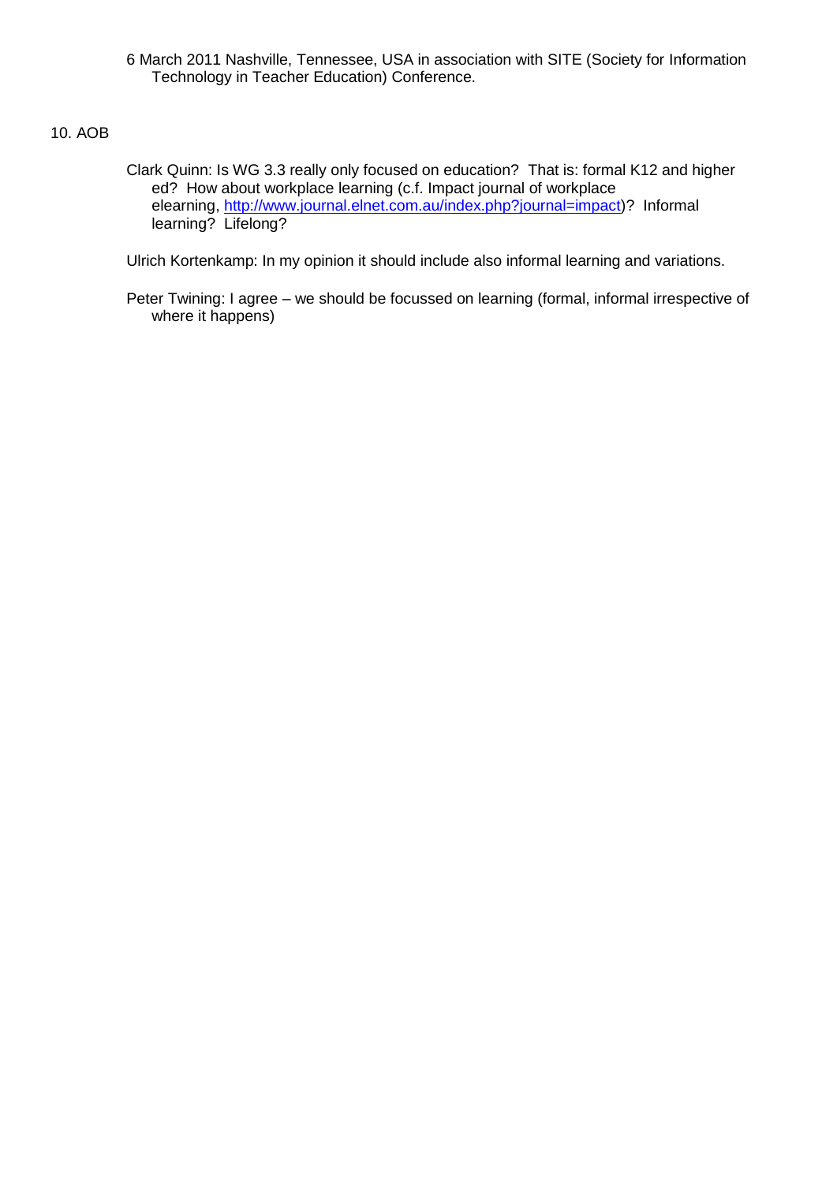6 March 2011 Nashville, Tennessee, USA in association with SITE (Society for Information Technology in Teacher Education) Conference.

## 10. AOB

Clark Quinn: Is WG 3.3 really only focused on education? That is: formal K12 and higher ed? How about workplace learning (c.f. Impact journal of workplace elearning, [http://www.journal.elnet.com.au/index.php?journal=impact](http://www.journal.elnet.com.au/index.php?journal=impact))? Informal learning? Lifelong?

Ulrich Kortenkamp: In my opinion it should include also informal learning and variations.

Peter Twining: I agree – we should be focussed on learning (formal, informal irrespective of where it happens)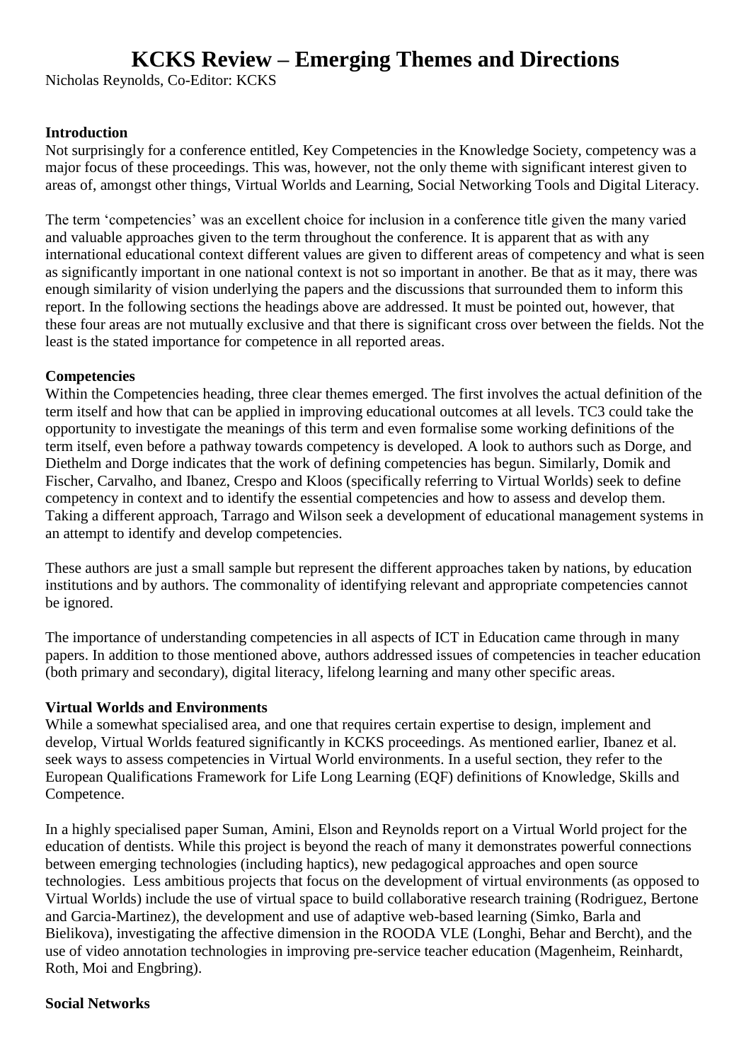# KCKS Review – Emerging Themes and Directions

Nicholas Reynolds, Co-Editor: KCKS

**Introduction**

Not surprisingly for a conference entitled, Key Competencies in the Knowledge Society, competency was a major focus of these proceedings. This was, however, not the only theme with significant interest given to areas of, amongst other things, Virtual Worlds and Learning, Social Networking Tools and Digital Literacy.

The term 'competencies' was an excellent choice for inclusion in a conference title given the many varied and valuable approaches given to the term throughout the conference. It is apparent that as with any international educational context different values are given to different areas of competency and what is seen as significantly important in one national context is not so important in another. Be that as it may, there was enough similarity of vision underlying the papers and the discussions that surrounded them to inform this report. In the following sections the headings above are addressed. It must be pointed out, however, that these four areas are not mutually exclusive and that there is significant cross over between the fields. Not the least is the stated importance for competence in all reported areas.

**Competencies**

Within the Competencies heading, three clear themes emerged. The first involves the actual definition of the term itself and how that can be applied in improving educational outcomes at all levels. TC3 could take the opportunity to investigate the meanings of this term and even formalise some working definitions of the term itself, even before a pathway towards competency is developed. A look to authors such as Dorge, and Diethelm and Dorge indicates that the work of defining competencies has begun. Similarly, Domik and Fischer, Carvalho, and Ibanez, Crespo and Kloos (specifically referring to Virtual Worlds) seek to define competency in context and to identify the essential competencies and how to assess and develop them. Taking a different approach, Tarrago and Wilson seek a development of educational management systems in an attempt to identify and develop competencies.

These authors are just a small sample but represent the different approaches taken by nations, by education institutions and by authors. The commonality of identifying relevant and appropriate competencies cannot be ignored.

The importance of understanding competencies in all aspects of ICT in Education came through in many papers. In addition to those mentioned above, authors addressed issues of competencies in teacher education (both primary and secondary), digital literacy, lifelong learning and many other specific areas.

**Virtual Worlds and Environments**

While a somewhat specialised area, and one that requires certain expertise to design, implement and develop, Virtual Worlds featured significantly in KCKS proceedings. As mentioned earlier, Ibanez et al. seek ways to assess competencies in Virtual World environments. In a useful section, they refer to the European Qualifications Framework for Life Long Learning (EQF) definitions of Knowledge, Skills and Competence.

In a highly specialised paper Suman, Amini, Elson and Reynolds report on a Virtual World project for the education of dentists. While this project is beyond the reach of many it demonstrates powerful connections between emerging technologies (including haptics), new pedagogical approaches and open source technologies. Less ambitious projects that focus on the development of virtual environments (as opposed to Virtual Worlds) include the use of virtual space to build collaborative research training (Rodriguez, Bertone and Garcia-Martinez), the development and use of adaptive web-based learning (Simko, Barla and Bielikova), investigating the affective dimension in the ROODA VLE (Longhi, Behar and Bercht), and the use of video annotation technologies in improving pre-service teacher education (Magenheim, Reinhardt, Roth, Moi and Engbring).

**Social Networks**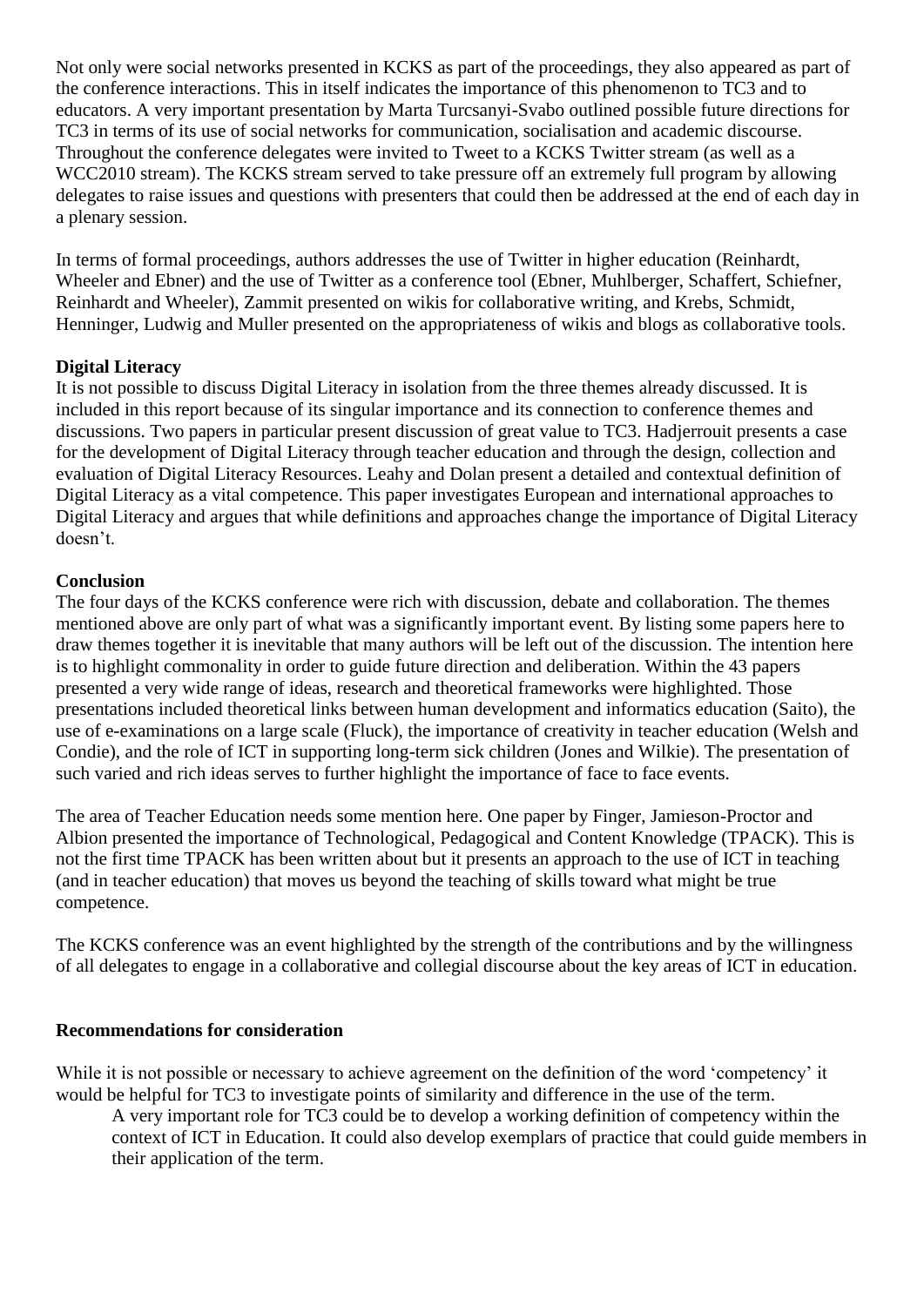Not only were social networks presented in KCKS as part of the proceedings, they also appeared as part of the conference interactions. This in itself indicates the importance of this phenomenon to TC3 and to educators. A very important presentation by Marta Turcsanyi-Svabo outlined possible future directions for TC3 in terms of its use of social networks for communication, socialisation and academic discourse. Throughout the conference delegates were invited to Tweet to a KCKS Twitter stream (as well as a WCC2010 stream). The KCKS stream served to take pressure off an extremely full program by allowing delegates to raise issues and questions with presenters that could then be addressed at the end of each day in a plenary session.

In terms of formal proceedings, authors addresses the use of Twitter in higher education (Reinhardt, Wheeler and Ebner) and the use of Twitter as a conference tool (Ebner, Muhlberger, Schaffert, Schiefner, Reinhardt and Wheeler), Zammit presented on wikis for collaborative writing, and Krebs, Schmidt, Henninger, Ludwig and Muller presented on the appropriateness of wikis and blogs as collaborative tools.

**Digital Literacy**

It is not possible to discuss Digital Literacy in isolation from the three themes already discussed. It is included in this report because of its singular importance and its connection to conference themes and discussions. Two papers in particular present discussion of great value to TC3. Hadjerrouit presents a case for the development of Digital Literacy through teacher education and through the design, collection and evaluation of Digital Literacy Resources. Leahy and Dolan present a detailed and contextual definition of Digital Literacy as a vital competence. This paper investigates European and international approaches to Digital Literacy and argues that while definitions and approaches change the importance of Digital Literacy doesn't.

**Conclusion**

The four days of the KCKS conference were rich with discussion, debate and collaboration. The themes mentioned above are only part of what was a significantly important event. By listing some papers here to draw themes together it is inevitable that many authors will be left out of the discussion. The intention here is to highlight commonality in order to guide future direction and deliberation. Within the 43 papers presented a very wide range of ideas, research and theoretical frameworks were highlighted. Those presentations included theoretical links between human development and informatics education (Saito), the use of e-examinations on a large scale (Fluck), the importance of creativity in teacher education (Welsh and Condie), and the role of ICT in supporting long-term sick children (Jones and Wilkie). The presentation of such varied and rich ideas serves to further highlight the importance of face to face events.

The area of Teacher Education needs some mention here. One paper by Finger, Jamieson-Proctor and Albion presented the importance of Technological, Pedagogical and Content Knowledge (TPACK). This is not the first time TPACK has been written about but it presents an approach to the use of ICT in teaching (and in teacher education) that moves us beyond the teaching of skills toward what might be true competence.

The KCKS conference was an event highlighted by the strength of the contributions and by the willingness of all delegates to engage in a collaborative and collegial discourse about the key areas of ICT in education.

**Recommendations for consideration**

While it is not possible or necessary to achieve agreement on the definition of the word 'competency' it would be helpful for TC3 to investigate points of similarity and difference in the use of the term.

> A very important role for TC3 could be to develop a working definition of competency within the context of ICT in Education. It could also develop exemplars of practice that could guide members in their application of the term.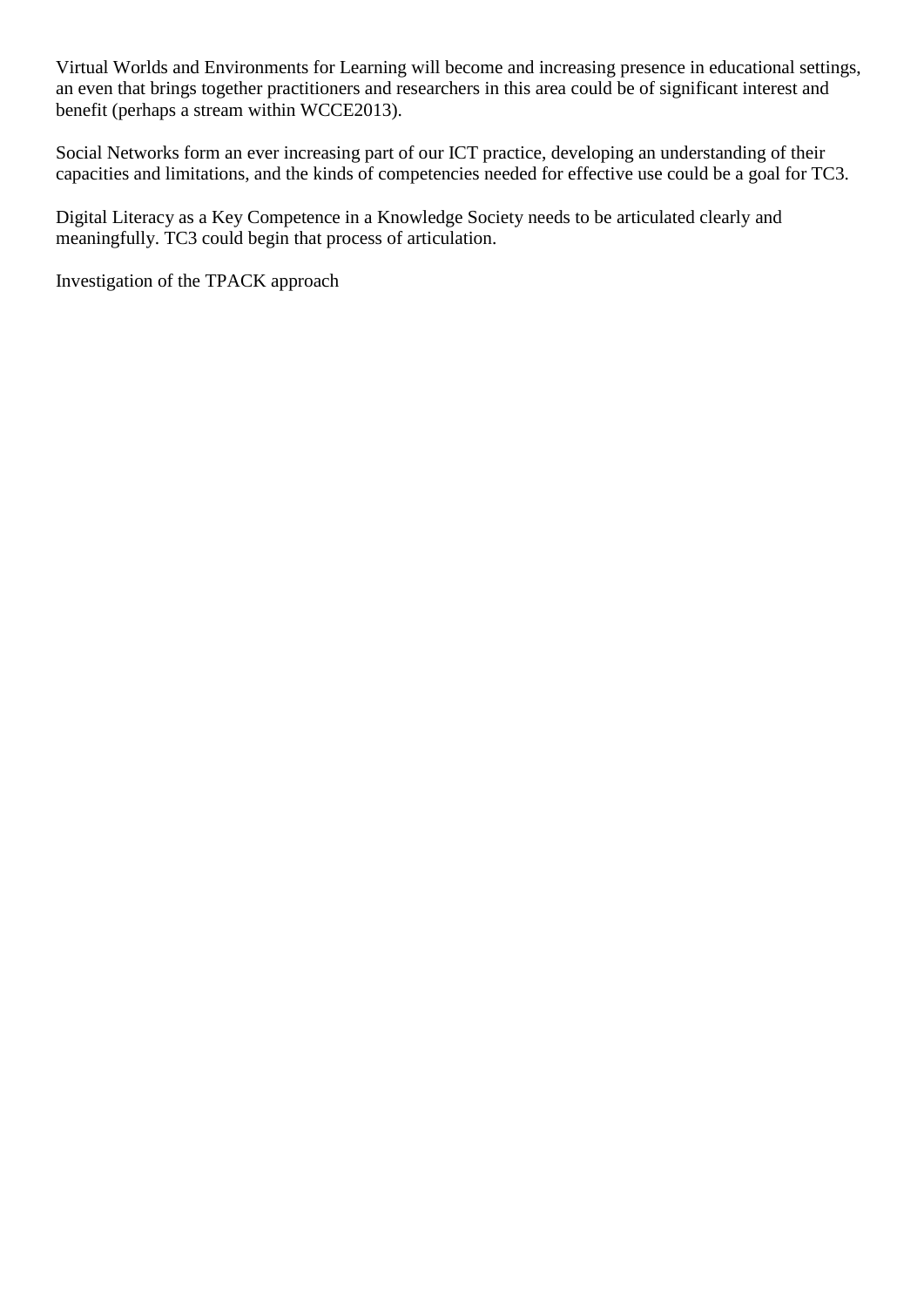Virtual Worlds and Environments for Learning will become and increasing presence in educational settings, an even that brings together practitioners and researchers in this area could be of significant interest and benefit (perhaps a stream within WCCE2013).

Social Networks form an ever increasing part of our ICT practice, developing an understanding of their capacities and limitations, and the kinds of competencies needed for effective use could be a goal for TC3.

Digital Literacy as a Key Competence in a Knowledge Society needs to be articulated clearly and meaningfully. TC3 could begin that process of articulation.

Investigation of the TPACK approach